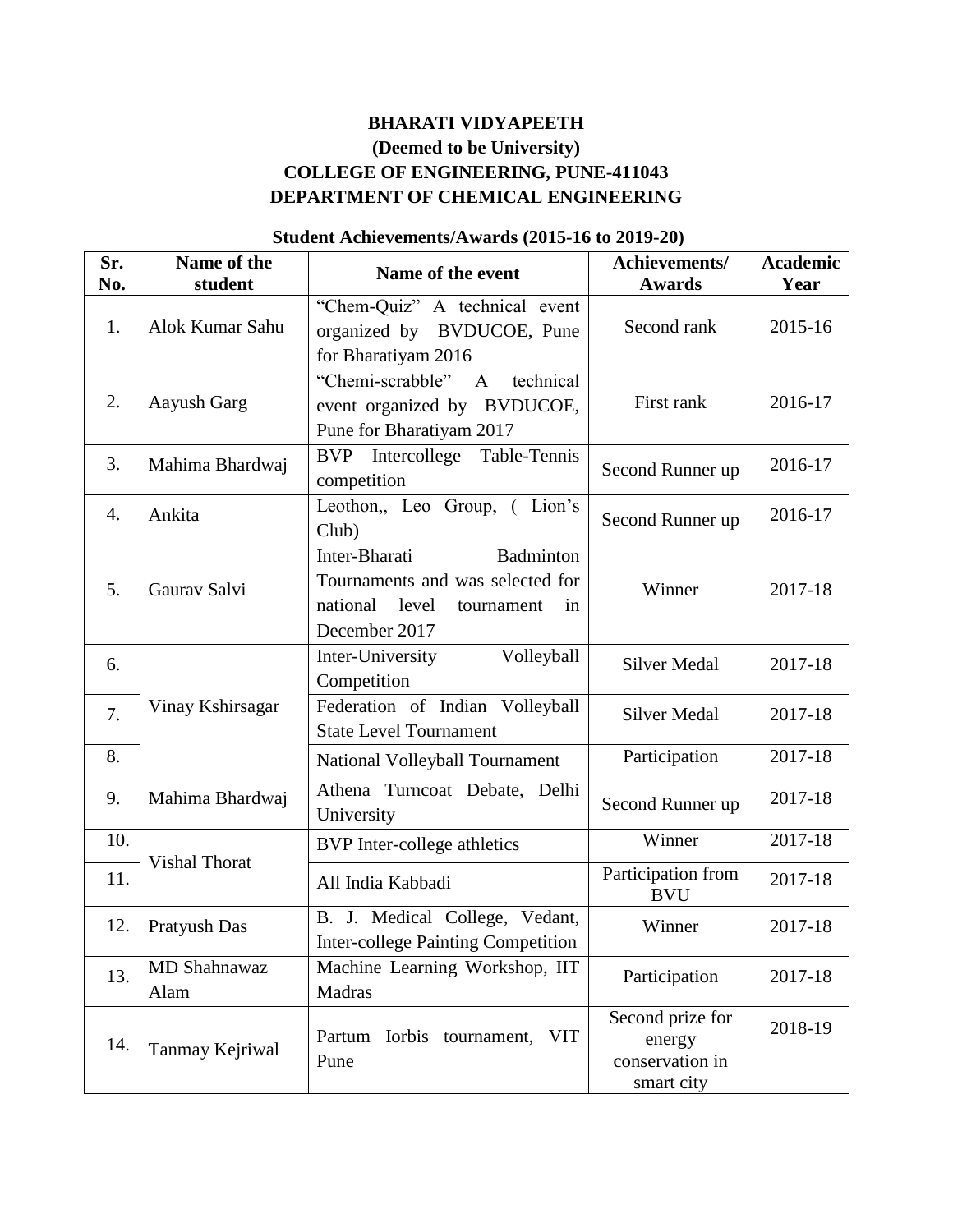# BHARATI VIDYAPEETH
## (Deemed to be University)
## COLLEGE OF ENGINEERING, PUNE-411043
## DEPARTMENT OF CHEMICAL ENGINEERING

### Student Achievements/Awards (2015-16 to 2019-20)

| Sr. No. | Name of the student | Name of the event | Achievements/ Awards | Academic Year |
|---|---|---|---|---|
| 1. | Alok Kumar Sahu | "Chem-Quiz" A technical event organized by BVDUCOE, Pune for Bharatiyam 2016 | Second rank | 2015-16 |
| 2. | Aayush Garg | "Chemi-scrabble" A technical event organized by BVDUCOE, Pune for Bharatiyam 2017 | First rank | 2016-17 |
| 3. | Mahima Bhardwaj | BVP Intercollege Table-Tennis competition | Second Runner up | 2016-17 |
| 4. | Ankita | Leothon,, Leo Group, ( Lion's Club) | Second Runner up | 2016-17 |
| 5. | Gaurav Salvi | Inter-Bharati Badminton Tournaments and was selected for national level tournament in December 2017 | Winner | 2017-18 |
| 6. | Vinay Kshirsagar | Inter-University Volleyball Competition | Silver Medal | 2017-18 |
| 7. | | Federation of Indian Volleyball State Level Tournament | Silver Medal | 2017-18 |
| 8. | | National Volleyball Tournament | Participation | 2017-18 |
| 9. | Mahima Bhardwaj | Athena Turncoat Debate, Delhi University | Second Runner up | 2017-18 |
| 10. | Vishal Thorat | BVP Inter-college athletics | Winner | 2017-18 |
| 11. | | All India Kabbadi | Participation from BVU | 2017-18 |
| 12. | Pratyush Das | B. J. Medical College, Vedant, Inter-college Painting Competition | Winner | 2017-18 |
| 13. | MD Shahnawaz Alam | Machine Learning Workshop, IIT Madras | Participation | 2017-18 |
| 14. | Tanmay Kejriwal | Partum Iorbis tournament, VIT Pune | Second prize for energy conservation in smart city | 2018-19 |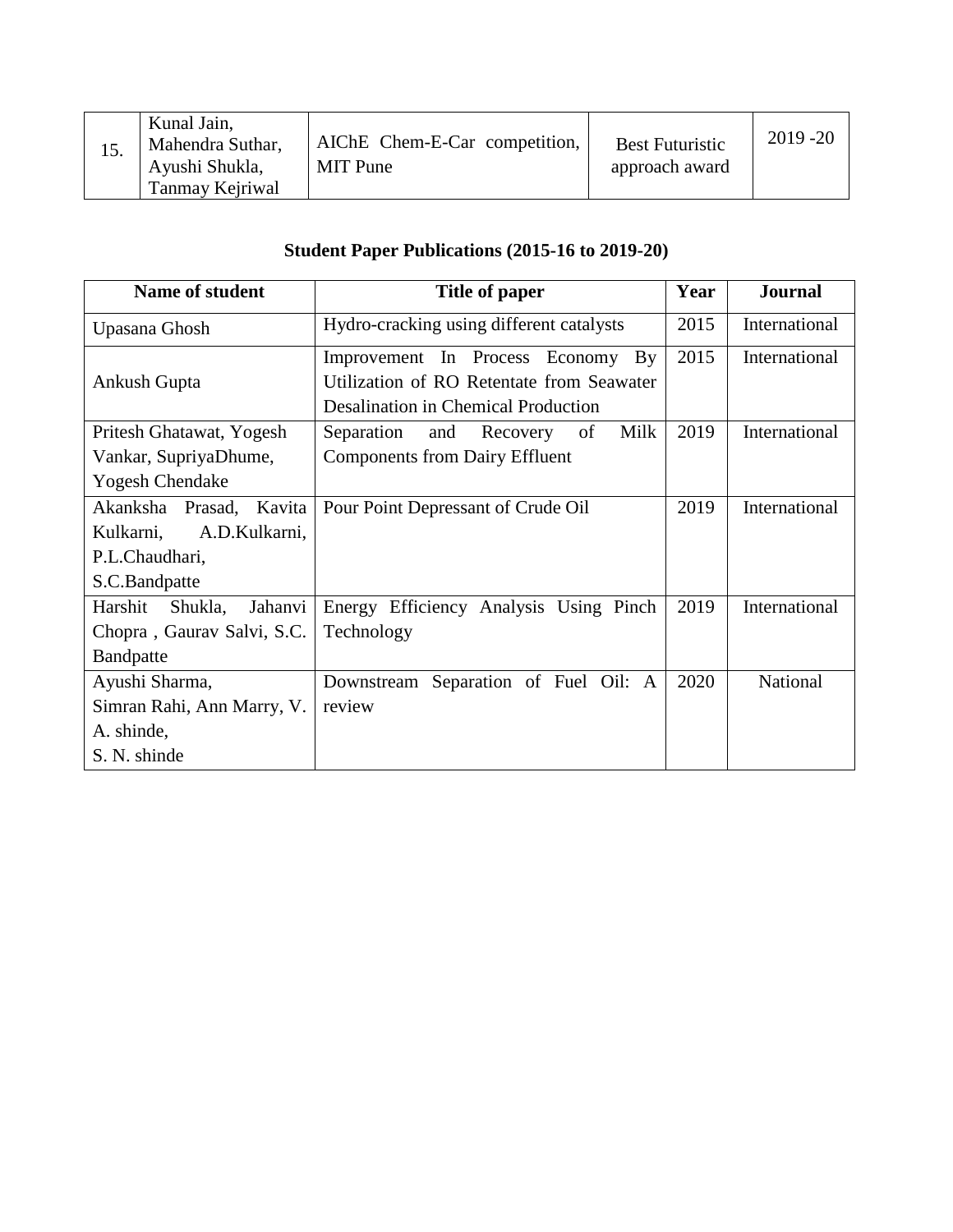| | | | | |
|---|---|---|---|---|
| 15. | Kunal Jain, Mahendra Suthar, Ayushi Shukla, Tanmay Kejriwal | AIChE Chem-E-Car competition, MIT Pune | Best Futuristic approach award | 2019 -20 |

**Student Paper Publications (2015-16 to 2019-20)**

| Name of student | Title of paper | Year | Journal |
|---|---|---|---|
| Upasana Ghosh | Hydro-cracking using different catalysts | 2015 | International |
| Ankush Gupta | Improvement In Process Economy By Utilization of RO Retentate from Seawater Desalination in Chemical Production | 2015 | International |
| Pritesh Ghatawat, Yogesh Vankar, SupriyaDhume, Yogesh Chendake | Separation and Recovery of Milk Components from Dairy Effluent | 2019 | International |
| Akanksha Prasad, Kavita Kulkarni, A.D.Kulkarni, P.L.Chaudhari, S.C.Bandpatte | Pour Point Depressant of Crude Oil | 2019 | International |
| Harshit Shukla, Jahanvi Chopra , Gaurav Salvi, S.C. Bandpatte | Energy Efficiency Analysis Using Pinch Technology | 2019 | International |
| Ayushi Sharma, Simran Rahi, Ann Marry, V. A. shinde, S. N. shinde | Downstream Separation of Fuel Oil: A review | 2020 | National |